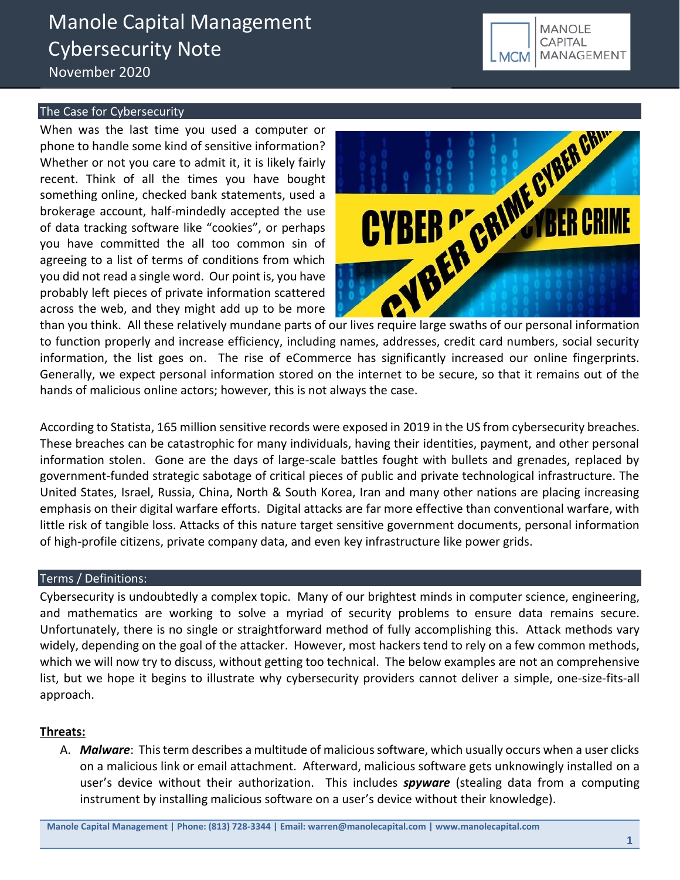# Manole Capital Management Cybersecurity Note

November 2020

## The Case for Cybersecurity

When was the last time you used a computer or phone to handle some kind of sensitive information? Whether or not you care to admit it, it is likely fairly recent. Think of all the times you have bought something online, checked bank statements, used a brokerage account, half-mindedly accepted the use of data tracking software like "cookies", or perhaps you have committed the all too common sin of agreeing to a list of terms of conditions from which you did not read a single word. Our point is, you have probably left pieces of private information scattered across the web, and they might add up to be more than you think. All these relatively mundane parts of our lives require large swaths of our personal information to function properly and increase efficiency, including names, addresses, credit card numbers, social security information, the list goes on. The rise of eCommerce has significantly increased our online fingerprints. Generally, we expect personal information stored on the internet to be secure, so that it remains out of the hands of malicious online actors; however, this is not always the case.

According to Statista, 165 million sensitive records were exposed in 2019 in the US from cybersecurity breaches. These breaches can be catastrophic for many individuals, having their identities, payment, and other personal information stolen. Gone are the days of large-scale battles fought with bullets and grenades, replaced by government-funded strategic sabotage of critical pieces of public and private technological infrastructure. The United States, Israel, Russia, China, North & South Korea, Iran and many other nations are placing increasing emphasis on their digital warfare efforts. Digital attacks are far more effective than conventional warfare, with little risk of tangible loss. Attacks of this nature target sensitive government documents, personal information of high-profile citizens, private company data, and even key infrastructure like power grids.

## Terms / Definitions:

Cybersecurity is undoubtedly a complex topic. Many of our brightest minds in computer science, engineering, and mathematics are working to solve a myriad of security problems to ensure data remains secure. Unfortunately, there is no single or straightforward method of fully accomplishing this. Attack methods vary widely, depending on the goal of the attacker. However, most hackers tend to rely on a few common methods, which we will now try to discuss, without getting too technical. The below examples are not an comprehensive list, but we hope it begins to illustrate why cybersecurity providers cannot deliver a simple, one-size-fits-all approach.

**Threats:**

A. ***Malware***: This term describes a multitude of malicious software, which usually occurs when a user clicks on a malicious link or email attachment. Afterward, malicious software gets unknowingly installed on a user's device without their authorization. This includes ***spyware*** (stealing data from a computing instrument by installing malicious software on a user's device without their knowledge).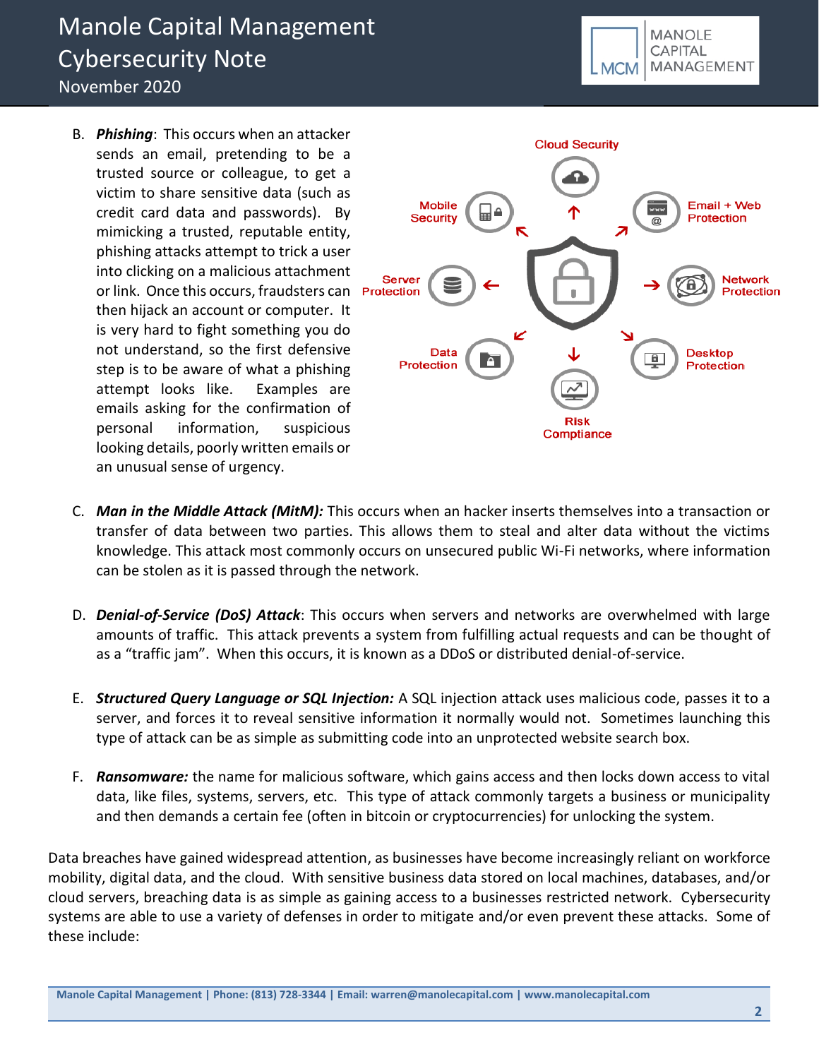B. ***Phishing***: This occurs when an attacker sends an email, pretending to be a trusted source or colleague, to get a victim to share sensitive data (such as credit card data and passwords). By mimicking a trusted, reputable entity, phishing attacks attempt to trick a user into clicking on a malicious attachment or link. Once this occurs, fraudsters can then hijack an account or computer. It is very hard to fight something you do not understand, so the first defensive step is to be aware of what a phishing attempt looks like. Examples are emails asking for the confirmation of personal information, suspicious looking details, poorly written emails or an unusual sense of urgency.

Cloud Security

Mobile Security

Email + Web Protection

Server Protection

Network Protection

Data Protection

Desktop Protection

Risk Compliance

C. ***Man in the Middle Attack (MitM):*** This occurs when an hacker inserts themselves into a transaction or transfer of data between two parties. This allows them to steal and alter data without the victims knowledge. This attack most commonly occurs on unsecured public Wi-Fi networks, where information can be stolen as it is passed through the network.

D. ***Denial-of-Service (DoS) Attack***: This occurs when servers and networks are overwhelmed with large amounts of traffic. This attack prevents a system from fulfilling actual requests and can be thought of as a "traffic jam". When this occurs, it is known as a DDoS or distributed denial-of-service.

E. ***Structured Query Language or SQL Injection:*** A SQL injection attack uses malicious code, passes it to a server, and forces it to reveal sensitive information it normally would not. Sometimes launching this type of attack can be as simple as submitting code into an unprotected website search box.

F. ***Ransomware:*** the name for malicious software, which gains access and then locks down access to vital data, like files, systems, servers, etc. This type of attack commonly targets a business or municipality and then demands a certain fee (often in bitcoin or cryptocurrencies) for unlocking the system.

Data breaches have gained widespread attention, as businesses have become increasingly reliant on workforce mobility, digital data, and the cloud. With sensitive business data stored on local machines, databases, and/or cloud servers, breaching data is as simple as gaining access to a businesses restricted network. Cybersecurity systems are able to use a variety of defenses in order to mitigate and/or even prevent these attacks. Some of these include: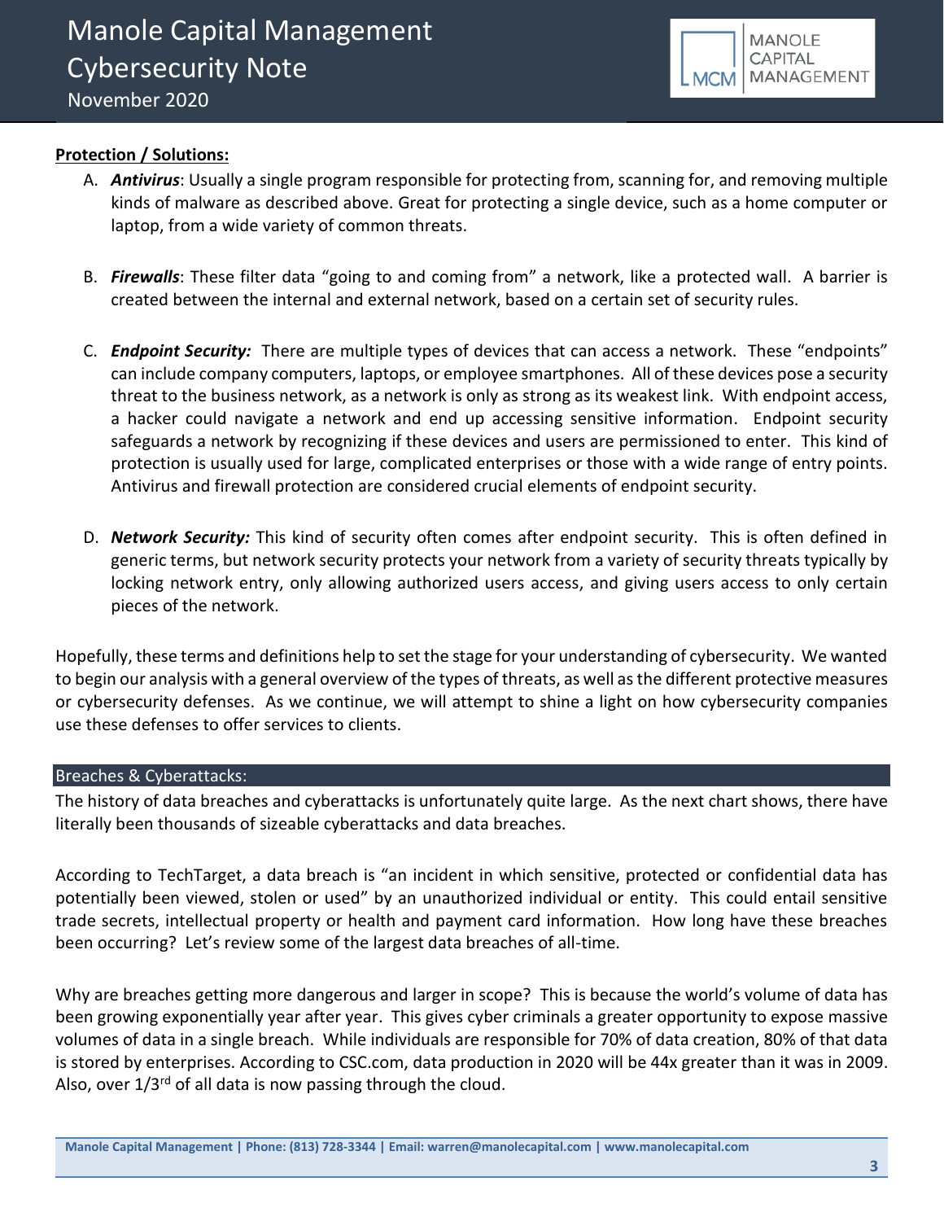**Protection / Solutions:**

A. ***Antivirus***: Usually a single program responsible for protecting from, scanning for, and removing multiple kinds of malware as described above. Great for protecting a single device, such as a home computer or laptop, from a wide variety of common threats.

B. ***Firewalls***: These filter data "going to and coming from" a network, like a protected wall. A barrier is created between the internal and external network, based on a certain set of security rules.

C. ***Endpoint Security:*** There are multiple types of devices that can access a network. These "endpoints" can include company computers, laptops, or employee smartphones. All of these devices pose a security threat to the business network, as a network is only as strong as its weakest link. With endpoint access, a hacker could navigate a network and end up accessing sensitive information. Endpoint security safeguards a network by recognizing if these devices and users are permissioned to enter. This kind of protection is usually used for large, complicated enterprises or those with a wide range of entry points. Antivirus and firewall protection are considered crucial elements of endpoint security.

D. ***Network Security:*** This kind of security often comes after endpoint security. This is often defined in generic terms, but network security protects your network from a variety of security threats typically by locking network entry, only allowing authorized users access, and giving users access to only certain pieces of the network.

Hopefully, these terms and definitions help to set the stage for your understanding of cybersecurity. We wanted to begin our analysis with a general overview of the types of threats, as well as the different protective measures or cybersecurity defenses. As we continue, we will attempt to shine a light on how cybersecurity companies use these defenses to offer services to clients.

## Breaches & Cyberattacks:

The history of data breaches and cyberattacks is unfortunately quite large. As the next chart shows, there have literally been thousands of sizeable cyberattacks and data breaches.

According to TechTarget, a data breach is "an incident in which sensitive, protected or confidential data has potentially been viewed, stolen or used" by an unauthorized individual or entity. This could entail sensitive trade secrets, intellectual property or health and payment card information. How long have these breaches been occurring? Let's review some of the largest data breaches of all-time.

Why are breaches getting more dangerous and larger in scope? This is because the world's volume of data has been growing exponentially year after year. This gives cyber criminals a greater opportunity to expose massive volumes of data in a single breach. While individuals are responsible for 70% of data creation, 80% of that data is stored by enterprises. According to CSC.com, data production in 2020 will be 44x greater than it was in 2009. Also, over 1/3rd of all data is now passing through the cloud.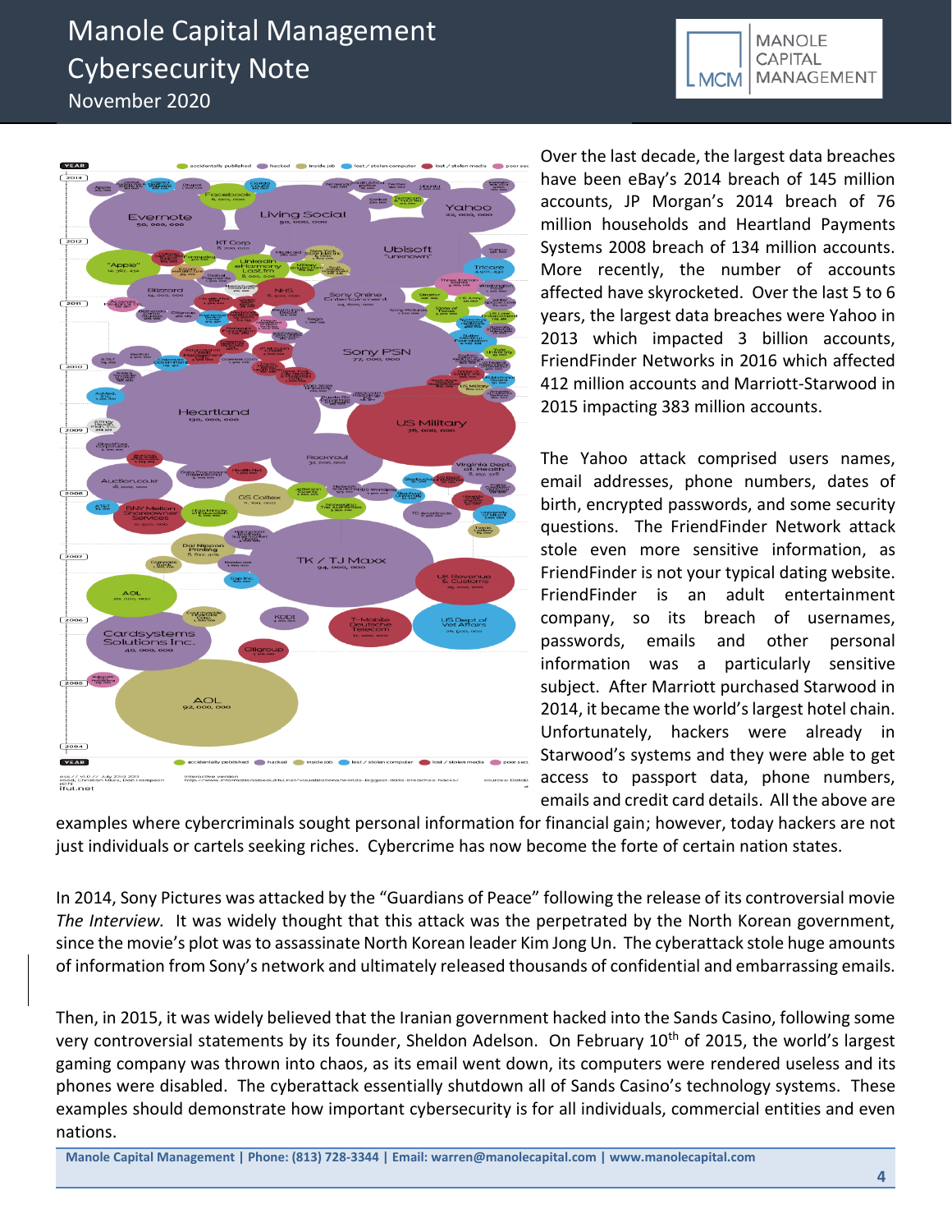Over the last decade, the largest data breaches have been eBay's 2014 breach of 145 million accounts, JP Morgan's 2014 breach of 76 million households and Heartland Payments Systems 2008 breach of 134 million accounts. More recently, the number of accounts affected have skyrocketed. Over the last 5 to 6 years, the largest data breaches were Yahoo in 2013 which impacted 3 billion accounts, FriendFinder Networks in 2016 which affected 412 million accounts and Marriott-Starwood in 2015 impacting 383 million accounts.

The Yahoo attack comprised users names, email addresses, phone numbers, dates of birth, encrypted passwords, and some security questions. The FriendFinder Network attack stole even more sensitive information, as FriendFinder is not your typical dating website. FriendFinder is an adult entertainment company, so its breach of usernames, passwords, emails and other personal information was a particularly sensitive subject. After Marriott purchased Starwood in 2014, it became the world's largest hotel chain. Unfortunately, hackers were already in Starwood's systems and they were able to get access to passport data, phone numbers, emails and credit card details. All the above are examples where cybercriminals sought personal information for financial gain; however, today hackers are not just individuals or cartels seeking riches. Cybercrime has now become the forte of certain nation states.

In 2014, Sony Pictures was attacked by the "Guardians of Peace" following the release of its controversial movie *The Interview.* It was widely thought that this attack was the perpetrated by the North Korean government, since the movie's plot was to assassinate North Korean leader Kim Jong Un. The cyberattack stole huge amounts of information from Sony's network and ultimately released thousands of confidential and embarrassing emails.

Then, in 2015, it was widely believed that the Iranian government hacked into the Sands Casino, following some very controversial statements by its founder, Sheldon Adelson. On February 10th of 2015, the world's largest gaming company was thrown into chaos, as its email went down, its computers were rendered useless and its phones were disabled. The cyberattack essentially shutdown all of Sands Casino's technology systems. These examples should demonstrate how important cybersecurity is for all individuals, commercial entities and even nations.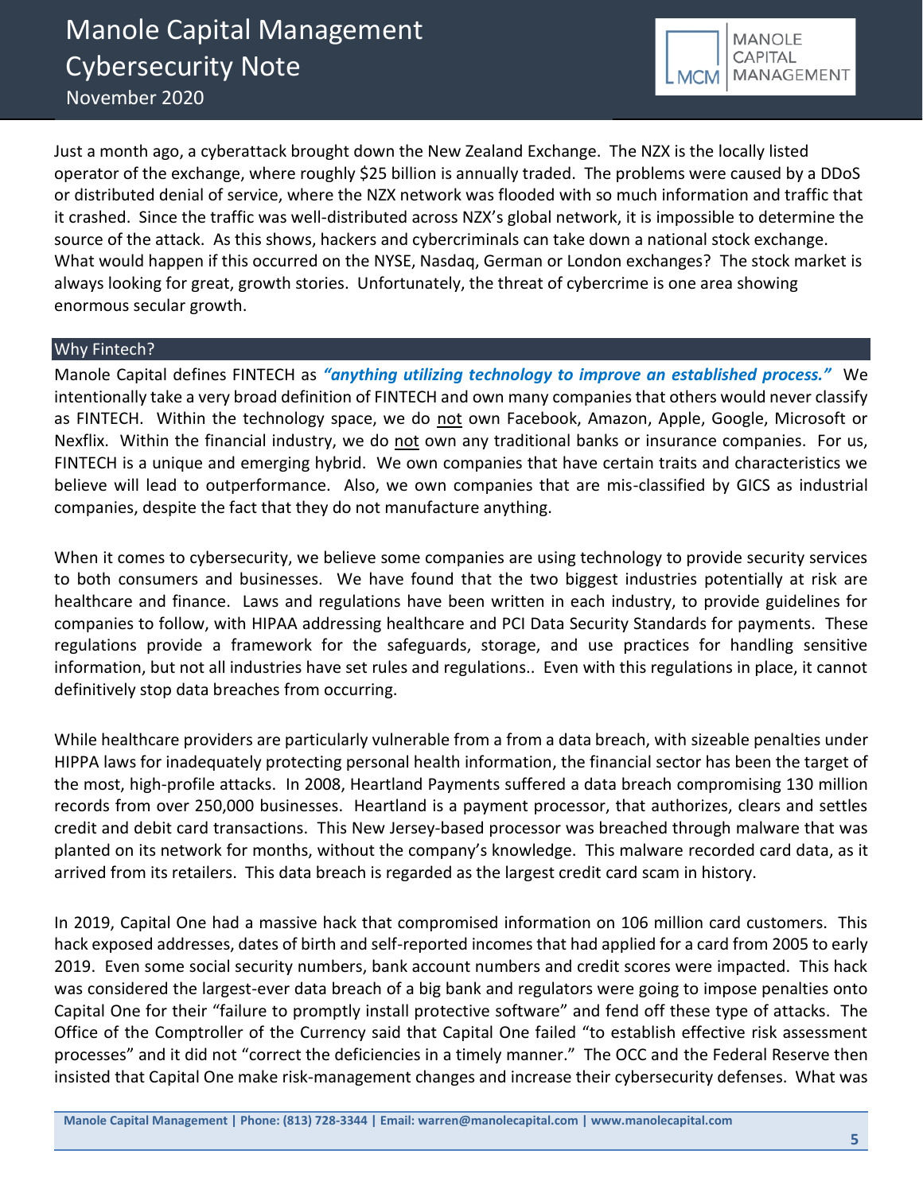Just a month ago, a cyberattack brought down the New Zealand Exchange. The NZX is the locally listed operator of the exchange, where roughly $25 billion is annually traded. The problems were caused by a DDoS or distributed denial of service, where the NZX network was flooded with so much information and traffic that it crashed. Since the traffic was well-distributed across NZX's global network, it is impossible to determine the source of the attack. As this shows, hackers and cybercriminals can take down a national stock exchange. What would happen if this occurred on the NYSE, Nasdaq, German or London exchanges? The stock market is always looking for great, growth stories. Unfortunately, the threat of cybercrime is one area showing enormous secular growth.

## Why Fintech?

Manole Capital defines FINTECH as ***"anything utilizing technology to improve an established process."*** We intentionally take a very broad definition of FINTECH and own many companies that others would never classify as FINTECH. Within the technology space, we do <u>not</u> own Facebook, Amazon, Apple, Google, Microsoft or Nexflix. Within the financial industry, we do <u>not</u> own any traditional banks or insurance companies. For us, FINTECH is a unique and emerging hybrid. We own companies that have certain traits and characteristics we believe will lead to outperformance. Also, we own companies that are mis-classified by GICS as industrial companies, despite the fact that they do not manufacture anything.

When it comes to cybersecurity, we believe some companies are using technology to provide security services to both consumers and businesses. We have found that the two biggest industries potentially at risk are healthcare and finance. Laws and regulations have been written in each industry, to provide guidelines for companies to follow, with HIPAA addressing healthcare and PCI Data Security Standards for payments. These regulations provide a framework for the safeguards, storage, and use practices for handling sensitive information, but not all industries have set rules and regulations.. Even with this regulations in place, it cannot definitively stop data breaches from occurring.

While healthcare providers are particularly vulnerable from a from a data breach, with sizeable penalties under HIPPA laws for inadequately protecting personal health information, the financial sector has been the target of the most, high-profile attacks. In 2008, Heartland Payments suffered a data breach compromising 130 million records from over 250,000 businesses. Heartland is a payment processor, that authorizes, clears and settles credit and debit card transactions. This New Jersey-based processor was breached through malware that was planted on its network for months, without the company's knowledge. This malware recorded card data, as it arrived from its retailers. This data breach is regarded as the largest credit card scam in history.

In 2019, Capital One had a massive hack that compromised information on 106 million card customers. This hack exposed addresses, dates of birth and self-reported incomes that had applied for a card from 2005 to early 2019. Even some social security numbers, bank account numbers and credit scores were impacted. This hack was considered the largest-ever data breach of a big bank and regulators were going to impose penalties onto Capital One for their "failure to promptly install protective software" and fend off these type of attacks. The Office of the Comptroller of the Currency said that Capital One failed "to establish effective risk assessment processes" and it did not "correct the deficiencies in a timely manner." The OCC and the Federal Reserve then insisted that Capital One make risk-management changes and increase their cybersecurity defenses. What was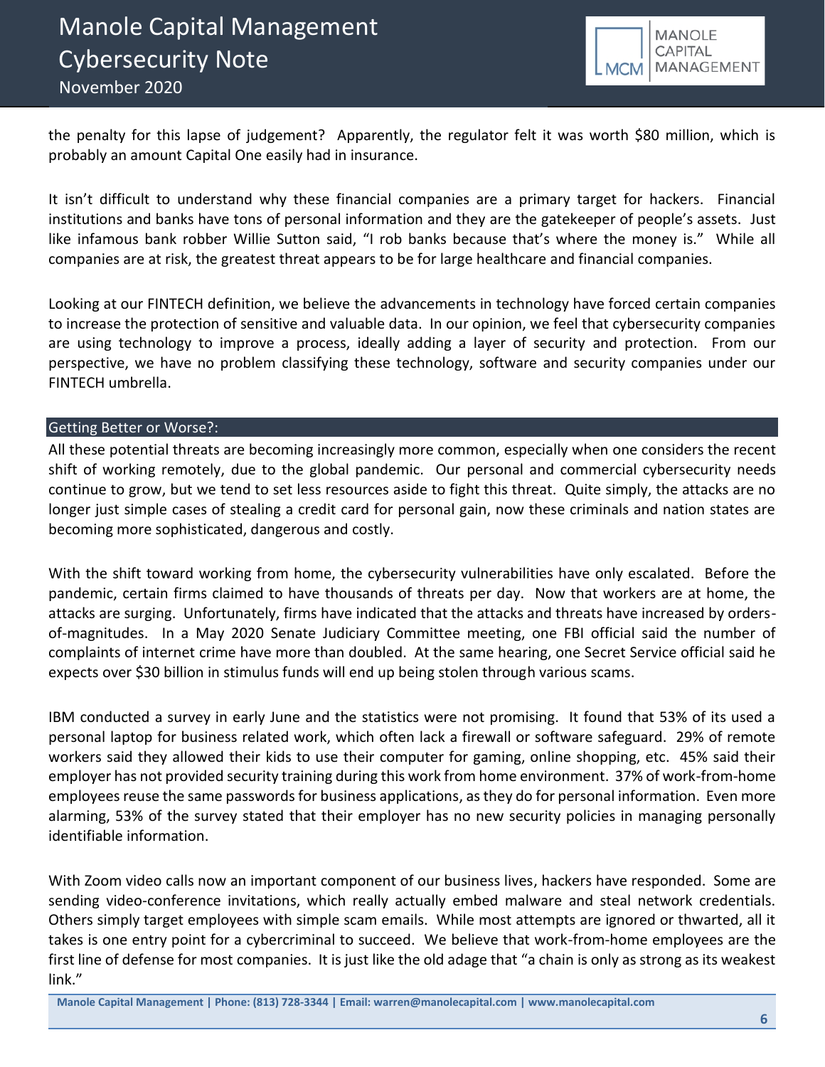the penalty for this lapse of judgement? Apparently, the regulator felt it was worth $80 million, which is probably an amount Capital One easily had in insurance.

It isn't difficult to understand why these financial companies are a primary target for hackers. Financial institutions and banks have tons of personal information and they are the gatekeeper of people's assets. Just like infamous bank robber Willie Sutton said, "I rob banks because that's where the money is." While all companies are at risk, the greatest threat appears to be for large healthcare and financial companies.

Looking at our FINTECH definition, we believe the advancements in technology have forced certain companies to increase the protection of sensitive and valuable data. In our opinion, we feel that cybersecurity companies are using technology to improve a process, ideally adding a layer of security and protection. From our perspective, we have no problem classifying these technology, software and security companies under our FINTECH umbrella.

## Getting Better or Worse?:

All these potential threats are becoming increasingly more common, especially when one considers the recent shift of working remotely, due to the global pandemic. Our personal and commercial cybersecurity needs continue to grow, but we tend to set less resources aside to fight this threat. Quite simply, the attacks are no longer just simple cases of stealing a credit card for personal gain, now these criminals and nation states are becoming more sophisticated, dangerous and costly.

With the shift toward working from home, the cybersecurity vulnerabilities have only escalated. Before the pandemic, certain firms claimed to have thousands of threats per day. Now that workers are at home, the attacks are surging. Unfortunately, firms have indicated that the attacks and threats have increased by orders-of-magnitudes. In a May 2020 Senate Judiciary Committee meeting, one FBI official said the number of complaints of internet crime have more than doubled. At the same hearing, one Secret Service official said he expects over $30 billion in stimulus funds will end up being stolen through various scams.

IBM conducted a survey in early June and the statistics were not promising. It found that 53% of its used a personal laptop for business related work, which often lack a firewall or software safeguard. 29% of remote workers said they allowed their kids to use their computer for gaming, online shopping, etc. 45% said their employer has not provided security training during this work from home environment. 37% of work-from-home employees reuse the same passwords for business applications, as they do for personal information. Even more alarming, 53% of the survey stated that their employer has no new security policies in managing personally identifiable information.

With Zoom video calls now an important component of our business lives, hackers have responded. Some are sending video-conference invitations, which really actually embed malware and steal network credentials. Others simply target employees with simple scam emails. While most attempts are ignored or thwarted, all it takes is one entry point for a cybercriminal to succeed. We believe that work-from-home employees are the first line of defense for most companies. It is just like the old adage that "a chain is only as strong as its weakest link."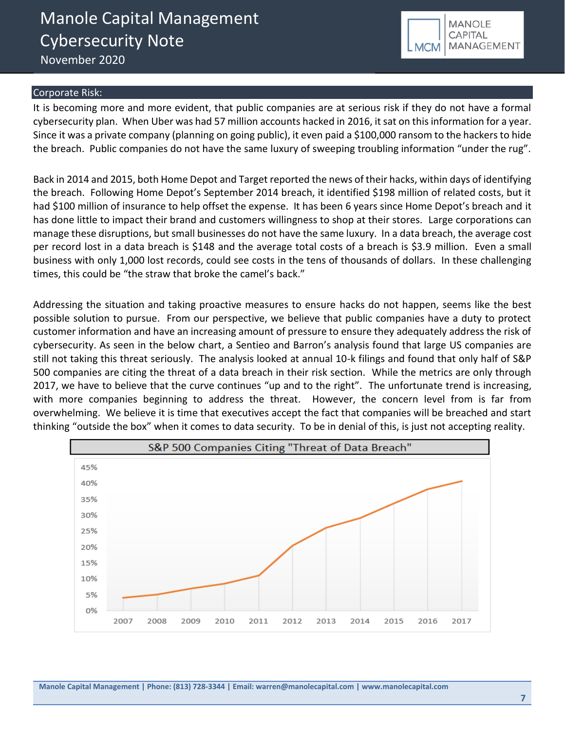## Corporate Risk:

It is becoming more and more evident, that public companies are at serious risk if they do not have a formal cybersecurity plan. When Uber was had 57 million accounts hacked in 2016, it sat on this information for a year. Since it was a private company (planning on going public), it even paid a $100,000 ransom to the hackers to hide the breach. Public companies do not have the same luxury of sweeping troubling information "under the rug".

Back in 2014 and 2015, both Home Depot and Target reported the news of their hacks, within days of identifying the breach. Following Home Depot's September 2014 breach, it identified $198 million of related costs, but it had $100 million of insurance to help offset the expense. It has been 6 years since Home Depot's breach and it has done little to impact their brand and customers willingness to shop at their stores. Large corporations can manage these disruptions, but small businesses do not have the same luxury. In a data breach, the average cost per record lost in a data breach is $148 and the average total costs of a breach is $3.9 million. Even a small business with only 1,000 lost records, could see costs in the tens of thousands of dollars. In these challenging times, this could be "the straw that broke the camel's back."

Addressing the situation and taking proactive measures to ensure hacks do not happen, seems like the best possible solution to pursue. From our perspective, we believe that public companies have a duty to protect customer information and have an increasing amount of pressure to ensure they adequately address the risk of cybersecurity. As seen in the below chart, a Sentieo and Barron's analysis found that large US companies are still not taking this threat seriously. The analysis looked at annual 10-k filings and found that only half of S&P 500 companies are citing the threat of a data breach in their risk section. While the metrics are only through 2017, we have to believe that the curve continues "up and to the right". The unfortunate trend is increasing, with more companies beginning to address the threat. However, the concern level from is far from overwhelming. We believe it is time that executives accept the fact that companies will be breached and start thinking "outside the box" when it comes to data security. To be in denial of this, is just not accepting reality.

**S&P 500 Companies Citing "Threat of Data Breach"**

| Year | 2007 | 2008 | 2009 | 2010 | 2011 | 2012 | 2013 | 2014 | 2015 | 2016 | 2017 |
|---|---|---|---|---|---|---|---|---|---|---|---|
| % | ~4% | ~5% | ~7% | ~8.5% | ~11% | ~20.5% | ~26% | ~29% | ~34% | ~38% | ~40.5% |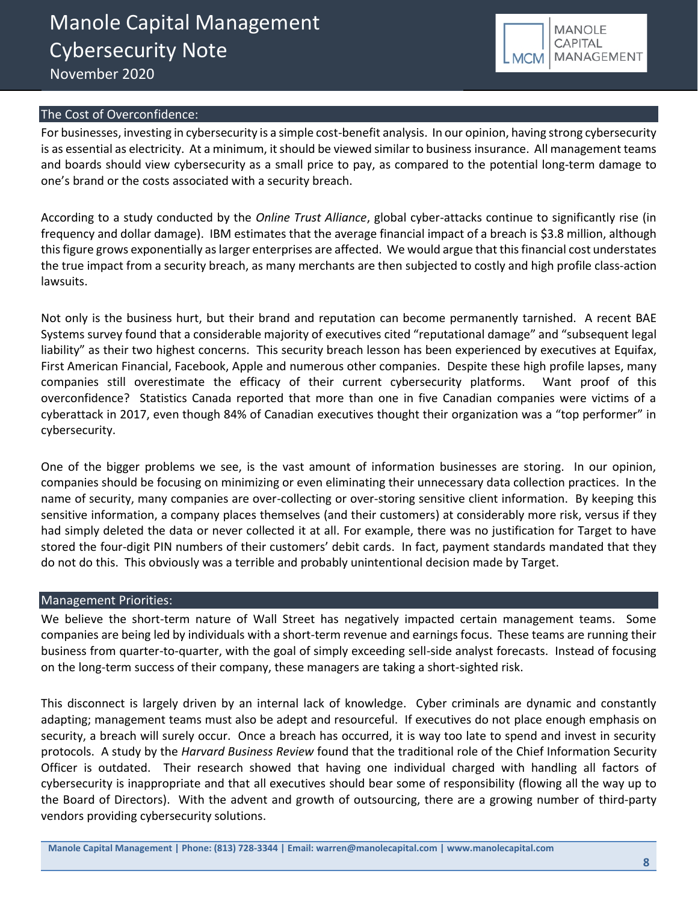## The Cost of Overconfidence:

For businesses, investing in cybersecurity is a simple cost-benefit analysis. In our opinion, having strong cybersecurity is as essential as electricity. At a minimum, it should be viewed similar to business insurance. All management teams and boards should view cybersecurity as a small price to pay, as compared to the potential long-term damage to one's brand or the costs associated with a security breach.

According to a study conducted by the *Online Trust Alliance*, global cyber-attacks continue to significantly rise (in frequency and dollar damage). IBM estimates that the average financial impact of a breach is $3.8 million, although this figure grows exponentially as larger enterprises are affected. We would argue that this financial cost understates the true impact from a security breach, as many merchants are then subjected to costly and high profile class-action lawsuits.

Not only is the business hurt, but their brand and reputation can become permanently tarnished. A recent BAE Systems survey found that a considerable majority of executives cited "reputational damage" and "subsequent legal liability" as their two highest concerns. This security breach lesson has been experienced by executives at Equifax, First American Financial, Facebook, Apple and numerous other companies. Despite these high profile lapses, many companies still overestimate the efficacy of their current cybersecurity platforms. Want proof of this overconfidence? Statistics Canada reported that more than one in five Canadian companies were victims of a cyberattack in 2017, even though 84% of Canadian executives thought their organization was a "top performer" in cybersecurity.

One of the bigger problems we see, is the vast amount of information businesses are storing. In our opinion, companies should be focusing on minimizing or even eliminating their unnecessary data collection practices. In the name of security, many companies are over-collecting or over-storing sensitive client information. By keeping this sensitive information, a company places themselves (and their customers) at considerably more risk, versus if they had simply deleted the data or never collected it at all. For example, there was no justification for Target to have stored the four-digit PIN numbers of their customers' debit cards. In fact, payment standards mandated that they do not do this. This obviously was a terrible and probably unintentional decision made by Target.

## Management Priorities:

We believe the short-term nature of Wall Street has negatively impacted certain management teams. Some companies are being led by individuals with a short-term revenue and earnings focus. These teams are running their business from quarter-to-quarter, with the goal of simply exceeding sell-side analyst forecasts. Instead of focusing on the long-term success of their company, these managers are taking a short-sighted risk.

This disconnect is largely driven by an internal lack of knowledge. Cyber criminals are dynamic and constantly adapting; management teams must also be adept and resourceful. If executives do not place enough emphasis on security, a breach will surely occur. Once a breach has occurred, it is way too late to spend and invest in security protocols. A study by the *Harvard Business Review* found that the traditional role of the Chief Information Security Officer is outdated. Their research showed that having one individual charged with handling all factors of cybersecurity is inappropriate and that all executives should bear some of responsibility (flowing all the way up to the Board of Directors). With the advent and growth of outsourcing, there are a growing number of third-party vendors providing cybersecurity solutions.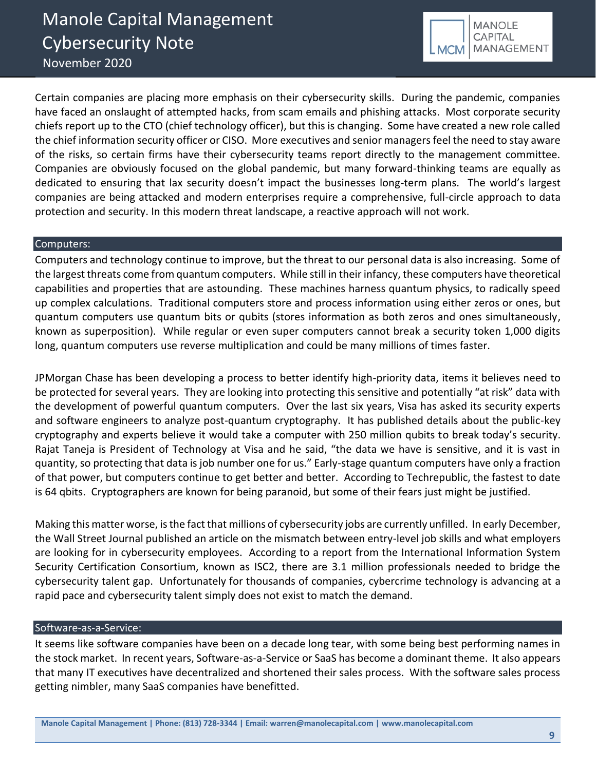Certain companies are placing more emphasis on their cybersecurity skills. During the pandemic, companies have faced an onslaught of attempted hacks, from scam emails and phishing attacks. Most corporate security chiefs report up to the CTO (chief technology officer), but this is changing. Some have created a new role called the chief information security officer or CISO. More executives and senior managers feel the need to stay aware of the risks, so certain firms have their cybersecurity teams report directly to the management committee. Companies are obviously focused on the global pandemic, but many forward-thinking teams are equally as dedicated to ensuring that lax security doesn't impact the businesses long-term plans. The world's largest companies are being attacked and modern enterprises require a comprehensive, full-circle approach to data protection and security. In this modern threat landscape, a reactive approach will not work.

## Computers:

Computers and technology continue to improve, but the threat to our personal data is also increasing. Some of the largest threats come from quantum computers. While still in their infancy, these computers have theoretical capabilities and properties that are astounding. These machines harness quantum physics, to radically speed up complex calculations. Traditional computers store and process information using either zeros or ones, but quantum computers use quantum bits or qubits (stores information as both zeros and ones simultaneously, known as superposition). While regular or even super computers cannot break a security token 1,000 digits long, quantum computers use reverse multiplication and could be many millions of times faster.

JPMorgan Chase has been developing a process to better identify high-priority data, items it believes need to be protected for several years. They are looking into protecting this sensitive and potentially "at risk" data with the development of powerful quantum computers. Over the last six years, Visa has asked its security experts and software engineers to analyze post-quantum cryptography. It has published details about the public-key cryptography and experts believe it would take a computer with 250 million qubits to break today's security. Rajat Taneja is President of Technology at Visa and he said, "the data we have is sensitive, and it is vast in quantity, so protecting that data is job number one for us." Early-stage quantum computers have only a fraction of that power, but computers continue to get better and better. According to Techrepublic, the fastest to date is 64 qbits. Cryptographers are known for being paranoid, but some of their fears just might be justified.

Making this matter worse, is the fact that millions of cybersecurity jobs are currently unfilled. In early December, the Wall Street Journal published an article on the mismatch between entry-level job skills and what employers are looking for in cybersecurity employees. According to a report from the International Information System Security Certification Consortium, known as ISC2, there are 3.1 million professionals needed to bridge the cybersecurity talent gap. Unfortunately for thousands of companies, cybercrime technology is advancing at a rapid pace and cybersecurity talent simply does not exist to match the demand.

## Software-as-a-Service:

It seems like software companies have been on a decade long tear, with some being best performing names in the stock market. In recent years, Software-as-a-Service or SaaS has become a dominant theme. It also appears that many IT executives have decentralized and shortened their sales process. With the software sales process getting nimbler, many SaaS companies have benefitted.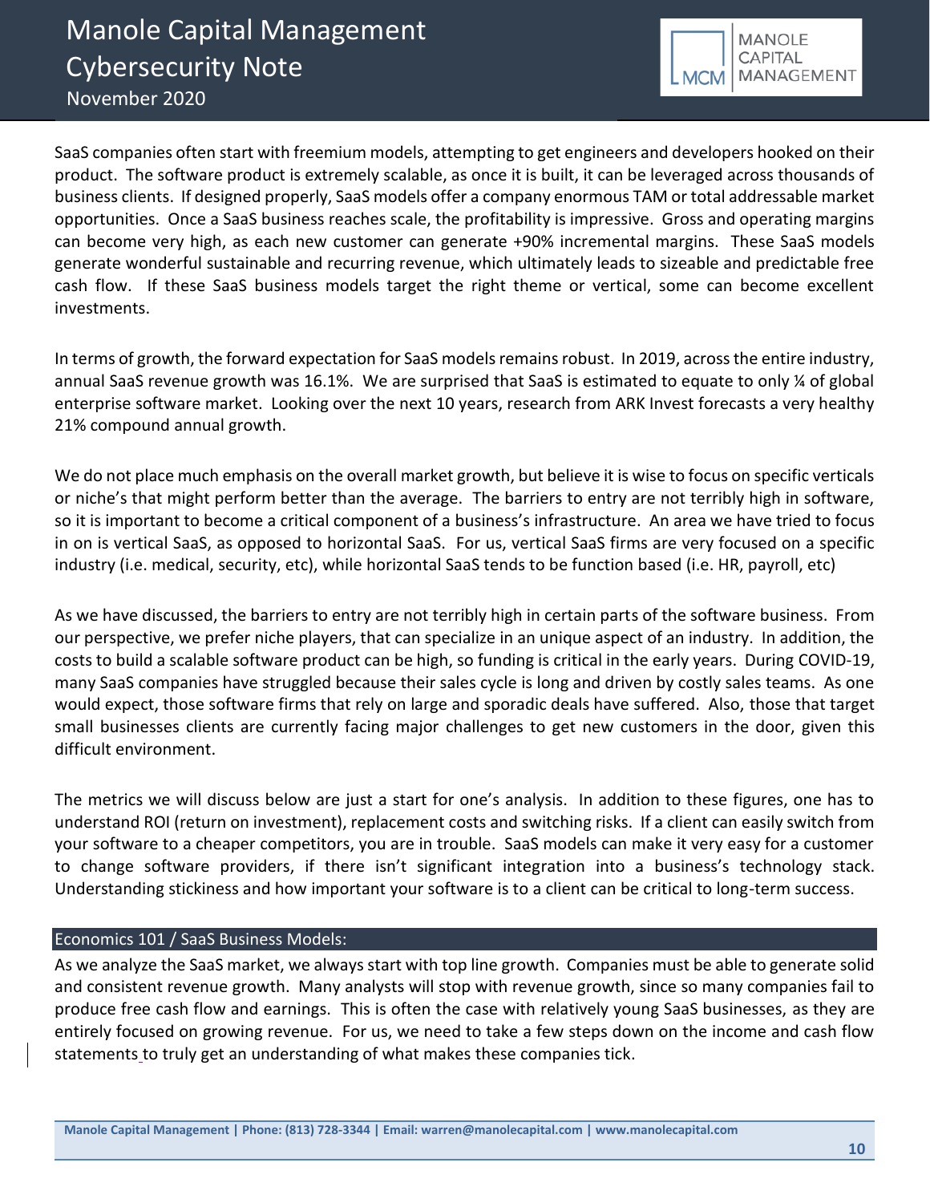SaaS companies often start with freemium models, attempting to get engineers and developers hooked on their product. The software product is extremely scalable, as once it is built, it can be leveraged across thousands of business clients. If designed properly, SaaS models offer a company enormous TAM or total addressable market opportunities. Once a SaaS business reaches scale, the profitability is impressive. Gross and operating margins can become very high, as each new customer can generate +90% incremental margins. These SaaS models generate wonderful sustainable and recurring revenue, which ultimately leads to sizeable and predictable free cash flow. If these SaaS business models target the right theme or vertical, some can become excellent investments.

In terms of growth, the forward expectation for SaaS models remains robust. In 2019, across the entire industry, annual SaaS revenue growth was 16.1%. We are surprised that SaaS is estimated to equate to only ¼ of global enterprise software market. Looking over the next 10 years, research from ARK Invest forecasts a very healthy 21% compound annual growth.

We do not place much emphasis on the overall market growth, but believe it is wise to focus on specific verticals or niche's that might perform better than the average. The barriers to entry are not terribly high in software, so it is important to become a critical component of a business's infrastructure. An area we have tried to focus in on is vertical SaaS, as opposed to horizontal SaaS. For us, vertical SaaS firms are very focused on a specific industry (i.e. medical, security, etc), while horizontal SaaS tends to be function based (i.e. HR, payroll, etc)

As we have discussed, the barriers to entry are not terribly high in certain parts of the software business. From our perspective, we prefer niche players, that can specialize in an unique aspect of an industry. In addition, the costs to build a scalable software product can be high, so funding is critical in the early years. During COVID-19, many SaaS companies have struggled because their sales cycle is long and driven by costly sales teams. As one would expect, those software firms that rely on large and sporadic deals have suffered. Also, those that target small businesses clients are currently facing major challenges to get new customers in the door, given this difficult environment.

The metrics we will discuss below are just a start for one's analysis. In addition to these figures, one has to understand ROI (return on investment), replacement costs and switching risks. If a client can easily switch from your software to a cheaper competitors, you are in trouble. SaaS models can make it very easy for a customer to change software providers, if there isn't significant integration into a business's technology stack. Understanding stickiness and how important your software is to a client can be critical to long-term success.

## Economics 101 / SaaS Business Models:

As we analyze the SaaS market, we always start with top line growth. Companies must be able to generate solid and consistent revenue growth. Many analysts will stop with revenue growth, since so many companies fail to produce free cash flow and earnings. This is often the case with relatively young SaaS businesses, as they are entirely focused on growing revenue. For us, we need to take a few steps down on the income and cash flow statements to truly get an understanding of what makes these companies tick.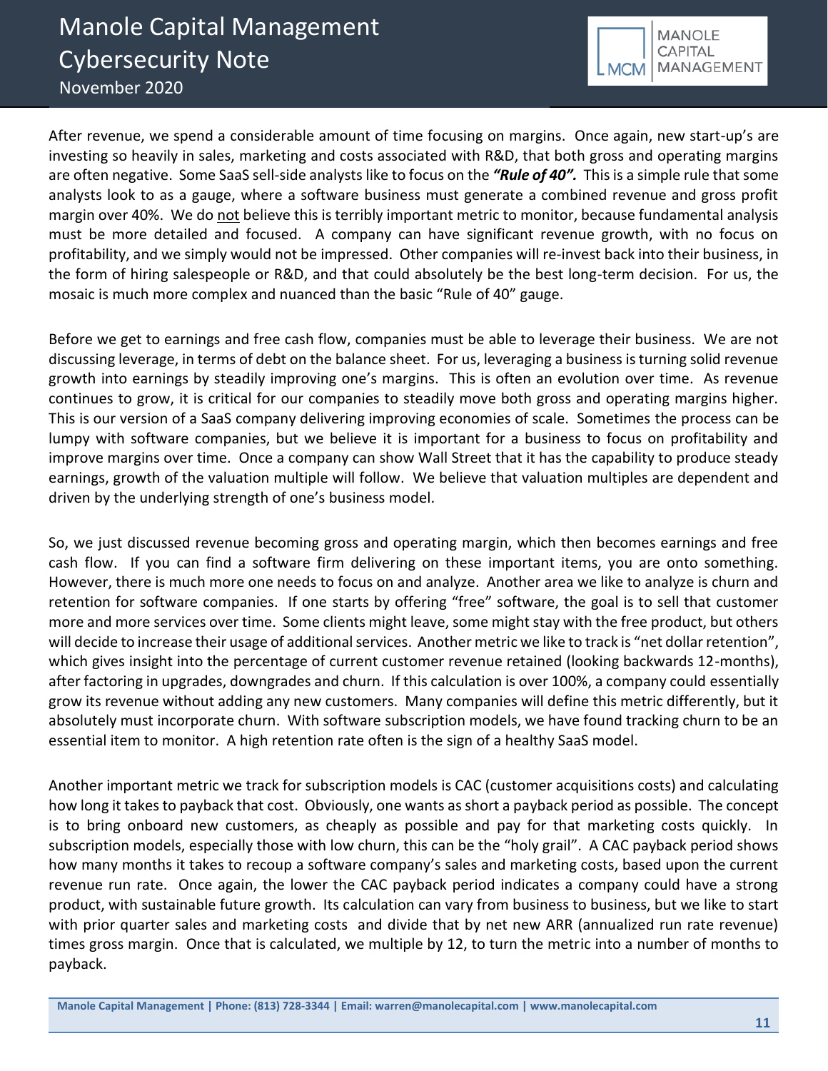After revenue, we spend a considerable amount of time focusing on margins. Once again, new start-up's are investing so heavily in sales, marketing and costs associated with R&D, that both gross and operating margins are often negative. Some SaaS sell-side analysts like to focus on the ***"Rule of 40".*** This is a simple rule that some analysts look to as a gauge, where a software business must generate a combined revenue and gross profit margin over 40%. We do <u>not</u> believe this is terribly important metric to monitor, because fundamental analysis must be more detailed and focused. A company can have significant revenue growth, with no focus on profitability, and we simply would not be impressed. Other companies will re-invest back into their business, in the form of hiring salespeople or R&D, and that could absolutely be the best long-term decision. For us, the mosaic is much more complex and nuanced than the basic "Rule of 40" gauge.

Before we get to earnings and free cash flow, companies must be able to leverage their business. We are not discussing leverage, in terms of debt on the balance sheet. For us, leveraging a business is turning solid revenue growth into earnings by steadily improving one's margins. This is often an evolution over time. As revenue continues to grow, it is critical for our companies to steadily move both gross and operating margins higher. This is our version of a SaaS company delivering improving economies of scale. Sometimes the process can be lumpy with software companies, but we believe it is important for a business to focus on profitability and improve margins over time. Once a company can show Wall Street that it has the capability to produce steady earnings, growth of the valuation multiple will follow. We believe that valuation multiples are dependent and driven by the underlying strength of one's business model.

So, we just discussed revenue becoming gross and operating margin, which then becomes earnings and free cash flow. If you can find a software firm delivering on these important items, you are onto something. However, there is much more one needs to focus on and analyze. Another area we like to analyze is churn and retention for software companies. If one starts by offering "free" software, the goal is to sell that customer more and more services over time. Some clients might leave, some might stay with the free product, but others will decide to increase their usage of additional services. Another metric we like to track is "net dollar retention", which gives insight into the percentage of current customer revenue retained (looking backwards 12-months), after factoring in upgrades, downgrades and churn. If this calculation is over 100%, a company could essentially grow its revenue without adding any new customers. Many companies will define this metric differently, but it absolutely must incorporate churn. With software subscription models, we have found tracking churn to be an essential item to monitor. A high retention rate often is the sign of a healthy SaaS model.

Another important metric we track for subscription models is CAC (customer acquisitions costs) and calculating how long it takes to payback that cost. Obviously, one wants as short a payback period as possible. The concept is to bring onboard new customers, as cheaply as possible and pay for that marketing costs quickly. In subscription models, especially those with low churn, this can be the "holy grail". A CAC payback period shows how many months it takes to recoup a software company's sales and marketing costs, based upon the current revenue run rate. Once again, the lower the CAC payback period indicates a company could have a strong product, with sustainable future growth. Its calculation can vary from business to business, but we like to start with prior quarter sales and marketing costs and divide that by net new ARR (annualized run rate revenue) times gross margin. Once that is calculated, we multiple by 12, to turn the metric into a number of months to payback.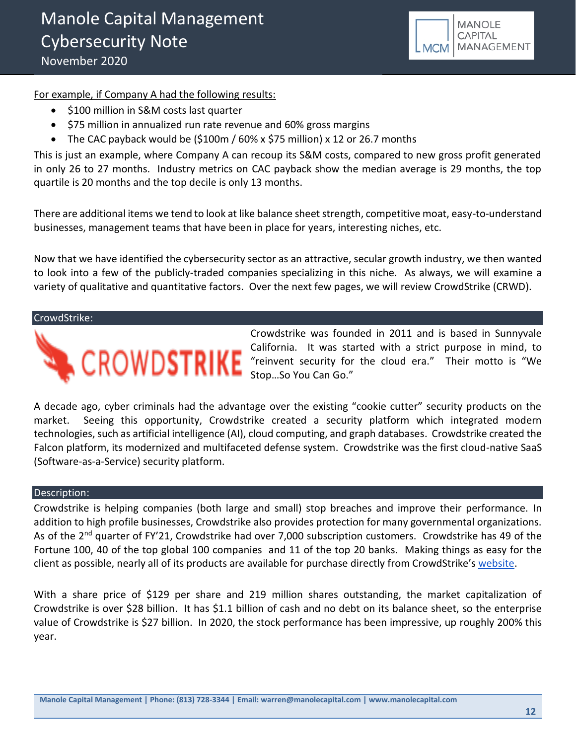For example, if Company A had the following results:

- $100 million in S&M costs last quarter
- $75 million in annualized run rate revenue and 60% gross margins
- The CAC payback would be ($100m / 60% x $75 million) x 12 or 26.7 months

This is just an example, where Company A can recoup its S&M costs, compared to new gross profit generated in only 26 to 27 months. Industry metrics on CAC payback show the median average is 29 months, the top quartile is 20 months and the top decile is only 13 months.

There are additional items we tend to look at like balance sheet strength, competitive moat, easy-to-understand businesses, management teams that have been in place for years, interesting niches, etc.

Now that we have identified the cybersecurity sector as an attractive, secular growth industry, we then wanted to look into a few of the publicly-traded companies specializing in this niche. As always, we will examine a variety of qualitative and quantitative factors. Over the next few pages, we will review CrowdStrike (CRWD).

## CrowdStrike:

Crowdstrike was founded in 2011 and is based in Sunnyvale California. It was started with a strict purpose in mind, to "reinvent security for the cloud era." Their motto is "We Stop…So You Can Go."

A decade ago, cyber criminals had the advantage over the existing "cookie cutter" security products on the market. Seeing this opportunity, Crowdstrike created a security platform which integrated modern technologies, such as artificial intelligence (AI), cloud computing, and graph databases. Crowdstrike created the Falcon platform, its modernized and multifaceted defense system. Crowdstrike was the first cloud-native SaaS (Software-as-a-Service) security platform.

## Description:

Crowdstrike is helping companies (both large and small) stop breaches and improve their performance. In addition to high profile businesses, Crowdstrike also provides protection for many governmental organizations. As of the 2nd quarter of FY'21, Crowdstrike had over 7,000 subscription customers. Crowdstrike has 49 of the Fortune 100, 40 of the top global 100 companies and 11 of the top 20 banks. Making things as easy for the client as possible, nearly all of its products are available for purchase directly from CrowdStrike's website.

With a share price of $129 per share and 219 million shares outstanding, the market capitalization of Crowdstrike is over $28 billion. It has $1.1 billion of cash and no debt on its balance sheet, so the enterprise value of Crowdstrike is $27 billion. In 2020, the stock performance has been impressive, up roughly 200% this year.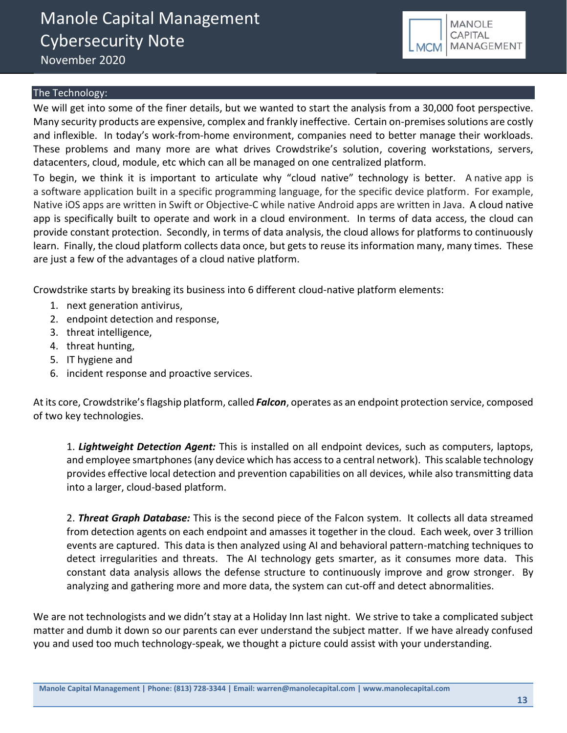## The Technology:

We will get into some of the finer details, but we wanted to start the analysis from a 30,000 foot perspective. Many security products are expensive, complex and frankly ineffective. Certain on-premises solutions are costly and inflexible. In today's work-from-home environment, companies need to better manage their workloads. These problems and many more are what drives Crowdstrike's solution, covering workstations, servers, datacenters, cloud, module, etc which can all be managed on one centralized platform.

To begin, we think it is important to articulate why "cloud native" technology is better. A native app is a software application built in a specific programming language, for the specific device platform. For example, Native iOS apps are written in Swift or Objective-C while native Android apps are written in Java. A cloud native app is specifically built to operate and work in a cloud environment. In terms of data access, the cloud can provide constant protection. Secondly, in terms of data analysis, the cloud allows for platforms to continuously learn. Finally, the cloud platform collects data once, but gets to reuse its information many, many times. These are just a few of the advantages of a cloud native platform.

Crowdstrike starts by breaking its business into 6 different cloud-native platform elements:

1. next generation antivirus,
2. endpoint detection and response,
3. threat intelligence,
4. threat hunting,
5. IT hygiene and
6. incident response and proactive services.

At its core, Crowdstrike's flagship platform, called ***Falcon***, operates as an endpoint protection service, composed of two key technologies.

> 1. ***Lightweight Detection Agent:*** This is installed on all endpoint devices, such as computers, laptops, and employee smartphones (any device which has access to a central network). This scalable technology provides effective local detection and prevention capabilities on all devices, while also transmitting data into a larger, cloud-based platform.
>
> 2. ***Threat Graph Database:*** This is the second piece of the Falcon system. It collects all data streamed from detection agents on each endpoint and amasses it together in the cloud. Each week, over 3 trillion events are captured. This data is then analyzed using AI and behavioral pattern-matching techniques to detect irregularities and threats. The AI technology gets smarter, as it consumes more data. This constant data analysis allows the defense structure to continuously improve and grow stronger. By analyzing and gathering more and more data, the system can cut-off and detect abnormalities.

We are not technologists and we didn't stay at a Holiday Inn last night. We strive to take a complicated subject matter and dumb it down so our parents can ever understand the subject matter. If we have already confused you and used too much technology-speak, we thought a picture could assist with your understanding.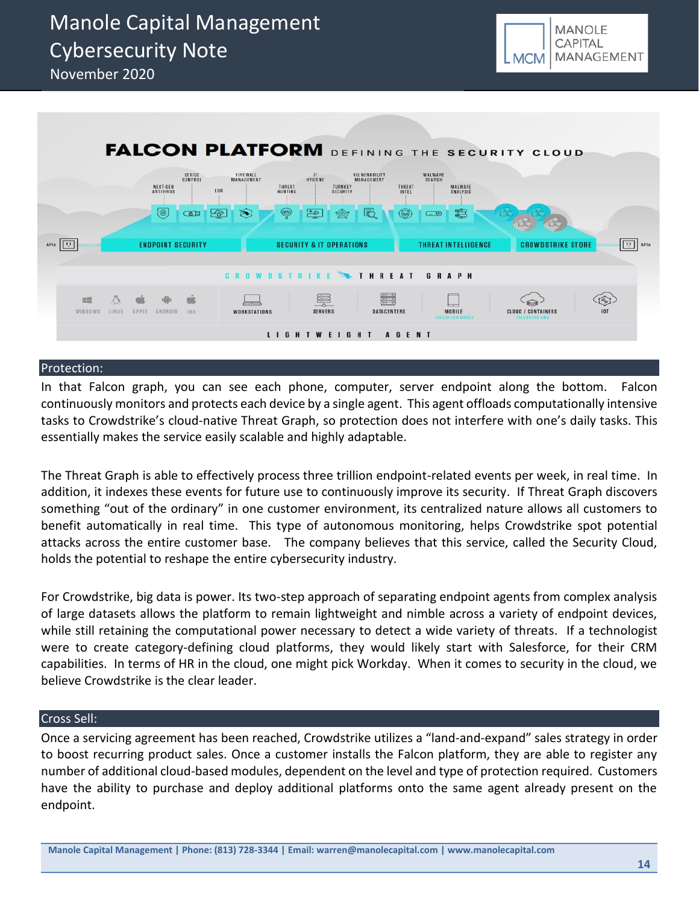## Protection:

In that Falcon graph, you can see each phone, computer, server endpoint along the bottom. Falcon continuously monitors and protects each device by a single agent. This agent offloads computationally intensive tasks to Crowdstrike's cloud-native Threat Graph, so protection does not interfere with one's daily tasks. This essentially makes the service easily scalable and highly adaptable.

The Threat Graph is able to effectively process three trillion endpoint-related events per week, in real time. In addition, it indexes these events for future use to continuously improve its security. If Threat Graph discovers something "out of the ordinary" in one customer environment, its centralized nature allows all customers to benefit automatically in real time. This type of autonomous monitoring, helps Crowdstrike spot potential attacks across the entire customer base. The company believes that this service, called the Security Cloud, holds the potential to reshape the entire cybersecurity industry.

For Crowdstrike, big data is power. Its two-step approach of separating endpoint agents from complex analysis of large datasets allows the platform to remain lightweight and nimble across a variety of endpoint devices, while still retaining the computational power necessary to detect a wide variety of threats. If a technologist were to create category-defining cloud platforms, they would likely start with Salesforce, for their CRM capabilities. In terms of HR in the cloud, one might pick Workday. When it comes to security in the cloud, we believe Crowdstrike is the clear leader.

## Cross Sell:

Once a servicing agreement has been reached, Crowdstrike utilizes a "land-and-expand" sales strategy in order to boost recurring product sales. Once a customer installs the Falcon platform, they are able to register any number of additional cloud-based modules, dependent on the level and type of protection required. Customers have the ability to purchase and deploy additional platforms onto the same agent already present on the endpoint.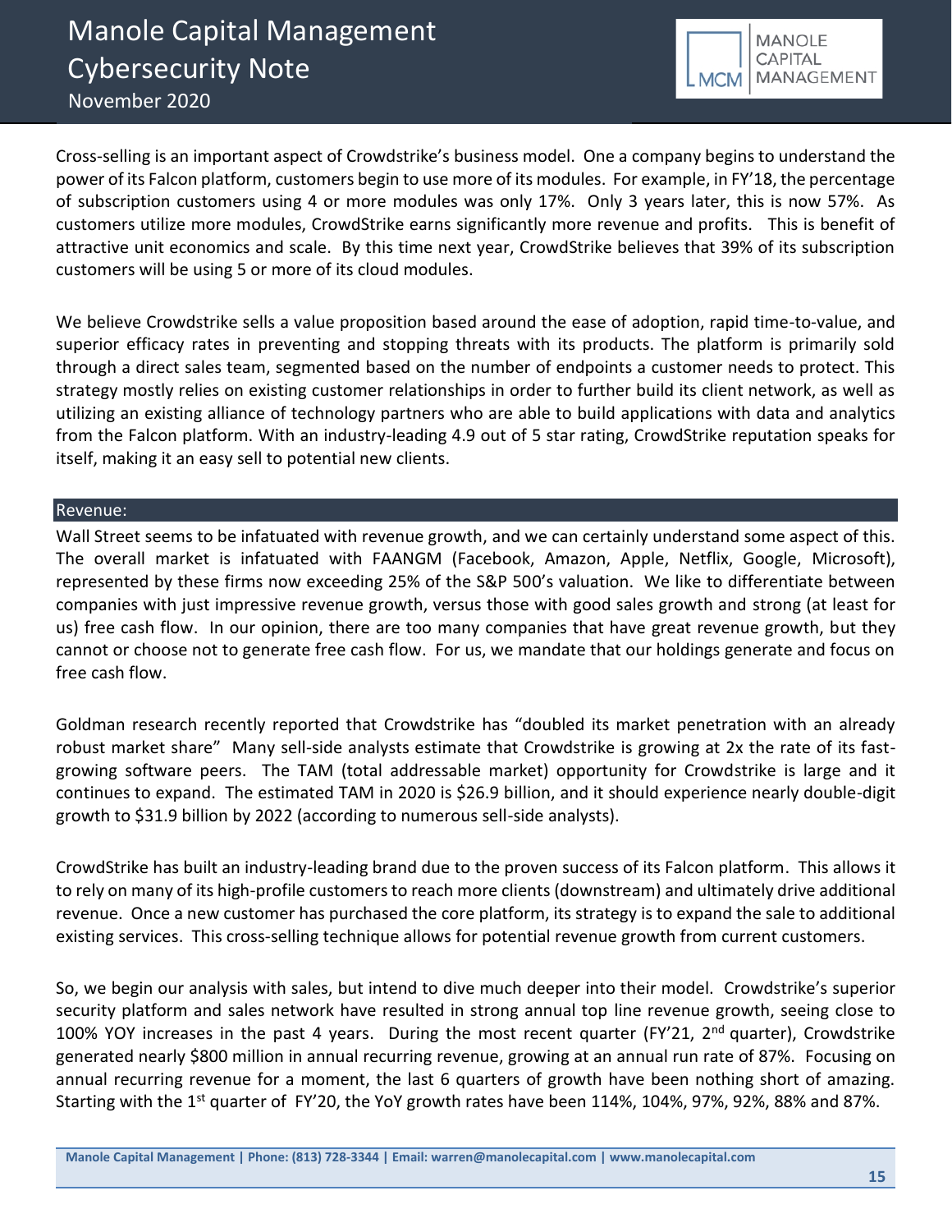Cross-selling is an important aspect of Crowdstrike's business model. One a company begins to understand the power of its Falcon platform, customers begin to use more of its modules. For example, in FY'18, the percentage of subscription customers using 4 or more modules was only 17%. Only 3 years later, this is now 57%. As customers utilize more modules, CrowdStrike earns significantly more revenue and profits. This is benefit of attractive unit economics and scale. By this time next year, CrowdStrike believes that 39% of its subscription customers will be using 5 or more of its cloud modules.

We believe Crowdstrike sells a value proposition based around the ease of adoption, rapid time-to-value, and superior efficacy rates in preventing and stopping threats with its products. The platform is primarily sold through a direct sales team, segmented based on the number of endpoints a customer needs to protect. This strategy mostly relies on existing customer relationships in order to further build its client network, as well as utilizing an existing alliance of technology partners who are able to build applications with data and analytics from the Falcon platform. With an industry-leading 4.9 out of 5 star rating, CrowdStrike reputation speaks for itself, making it an easy sell to potential new clients.

## Revenue:

Wall Street seems to be infatuated with revenue growth, and we can certainly understand some aspect of this. The overall market is infatuated with FAANGM (Facebook, Amazon, Apple, Netflix, Google, Microsoft), represented by these firms now exceeding 25% of the S&P 500's valuation. We like to differentiate between companies with just impressive revenue growth, versus those with good sales growth and strong (at least for us) free cash flow. In our opinion, there are too many companies that have great revenue growth, but they cannot or choose not to generate free cash flow. For us, we mandate that our holdings generate and focus on free cash flow.

Goldman research recently reported that Crowdstrike has "doubled its market penetration with an already robust market share" Many sell-side analysts estimate that Crowdstrike is growing at 2x the rate of its fast-growing software peers. The TAM (total addressable market) opportunity for Crowdstrike is large and it continues to expand. The estimated TAM in 2020 is $26.9 billion, and it should experience nearly double-digit growth to $31.9 billion by 2022 (according to numerous sell-side analysts).

CrowdStrike has built an industry-leading brand due to the proven success of its Falcon platform. This allows it to rely on many of its high-profile customers to reach more clients (downstream) and ultimately drive additional revenue. Once a new customer has purchased the core platform, its strategy is to expand the sale to additional existing services. This cross-selling technique allows for potential revenue growth from current customers.

So, we begin our analysis with sales, but intend to dive much deeper into their model. Crowdstrike's superior security platform and sales network have resulted in strong annual top line revenue growth, seeing close to 100% YOY increases in the past 4 years. During the most recent quarter (FY'21, 2nd quarter), Crowdstrike generated nearly $800 million in annual recurring revenue, growing at an annual run rate of 87%. Focusing on annual recurring revenue for a moment, the last 6 quarters of growth have been nothing short of amazing. Starting with the 1st quarter of FY'20, the YoY growth rates have been 114%, 104%, 97%, 92%, 88% and 87%.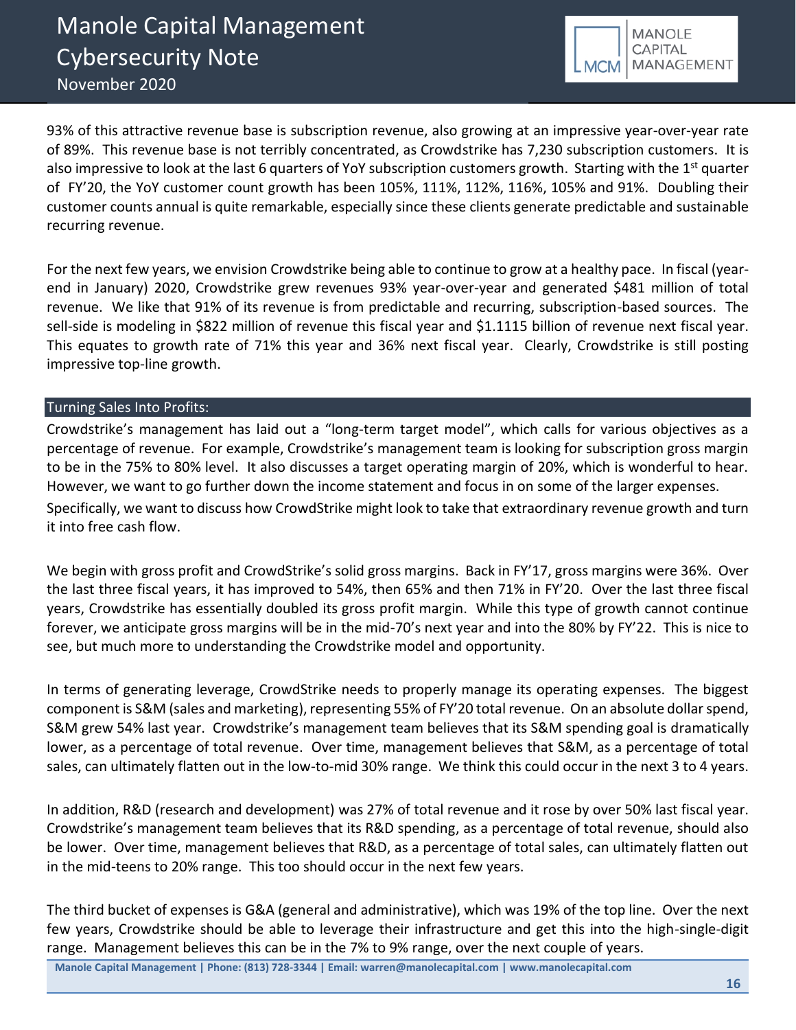93% of this attractive revenue base is subscription revenue, also growing at an impressive year-over-year rate of 89%. This revenue base is not terribly concentrated, as Crowdstrike has 7,230 subscription customers. It is also impressive to look at the last 6 quarters of YoY subscription customers growth. Starting with the 1st quarter of FY'20, the YoY customer count growth has been 105%, 111%, 112%, 116%, 105% and 91%. Doubling their customer counts annual is quite remarkable, especially since these clients generate predictable and sustainable recurring revenue.

For the next few years, we envision Crowdstrike being able to continue to grow at a healthy pace. In fiscal (year-end in January) 2020, Crowdstrike grew revenues 93% year-over-year and generated $481 million of total revenue. We like that 91% of its revenue is from predictable and recurring, subscription-based sources. The sell-side is modeling in $822 million of revenue this fiscal year and $1.1115 billion of revenue next fiscal year. This equates to growth rate of 71% this year and 36% next fiscal year. Clearly, Crowdstrike is still posting impressive top-line growth.

## Turning Sales Into Profits:

Crowdstrike's management has laid out a "long-term target model", which calls for various objectives as a percentage of revenue. For example, Crowdstrike's management team is looking for subscription gross margin to be in the 75% to 80% level. It also discusses a target operating margin of 20%, which is wonderful to hear. However, we want to go further down the income statement and focus in on some of the larger expenses.
Specifically, we want to discuss how CrowdStrike might look to take that extraordinary revenue growth and turn it into free cash flow.

We begin with gross profit and CrowdStrike's solid gross margins. Back in FY'17, gross margins were 36%. Over the last three fiscal years, it has improved to 54%, then 65% and then 71% in FY'20. Over the last three fiscal years, Crowdstrike has essentially doubled its gross profit margin. While this type of growth cannot continue forever, we anticipate gross margins will be in the mid-70's next year and into the 80% by FY'22. This is nice to see, but much more to understanding the Crowdstrike model and opportunity.

In terms of generating leverage, CrowdStrike needs to properly manage its operating expenses. The biggest component is S&M (sales and marketing), representing 55% of FY'20 total revenue. On an absolute dollar spend, S&M grew 54% last year. Crowdstrike's management team believes that its S&M spending goal is dramatically lower, as a percentage of total revenue. Over time, management believes that S&M, as a percentage of total sales, can ultimately flatten out in the low-to-mid 30% range. We think this could occur in the next 3 to 4 years.

In addition, R&D (research and development) was 27% of total revenue and it rose by over 50% last fiscal year. Crowdstrike's management team believes that its R&D spending, as a percentage of total revenue, should also be lower. Over time, management believes that R&D, as a percentage of total sales, can ultimately flatten out in the mid-teens to 20% range. This too should occur in the next few years.

The third bucket of expenses is G&A (general and administrative), which was 19% of the top line. Over the next few years, Crowdstrike should be able to leverage their infrastructure and get this into the high-single-digit range. Management believes this can be in the 7% to 9% range, over the next couple of years.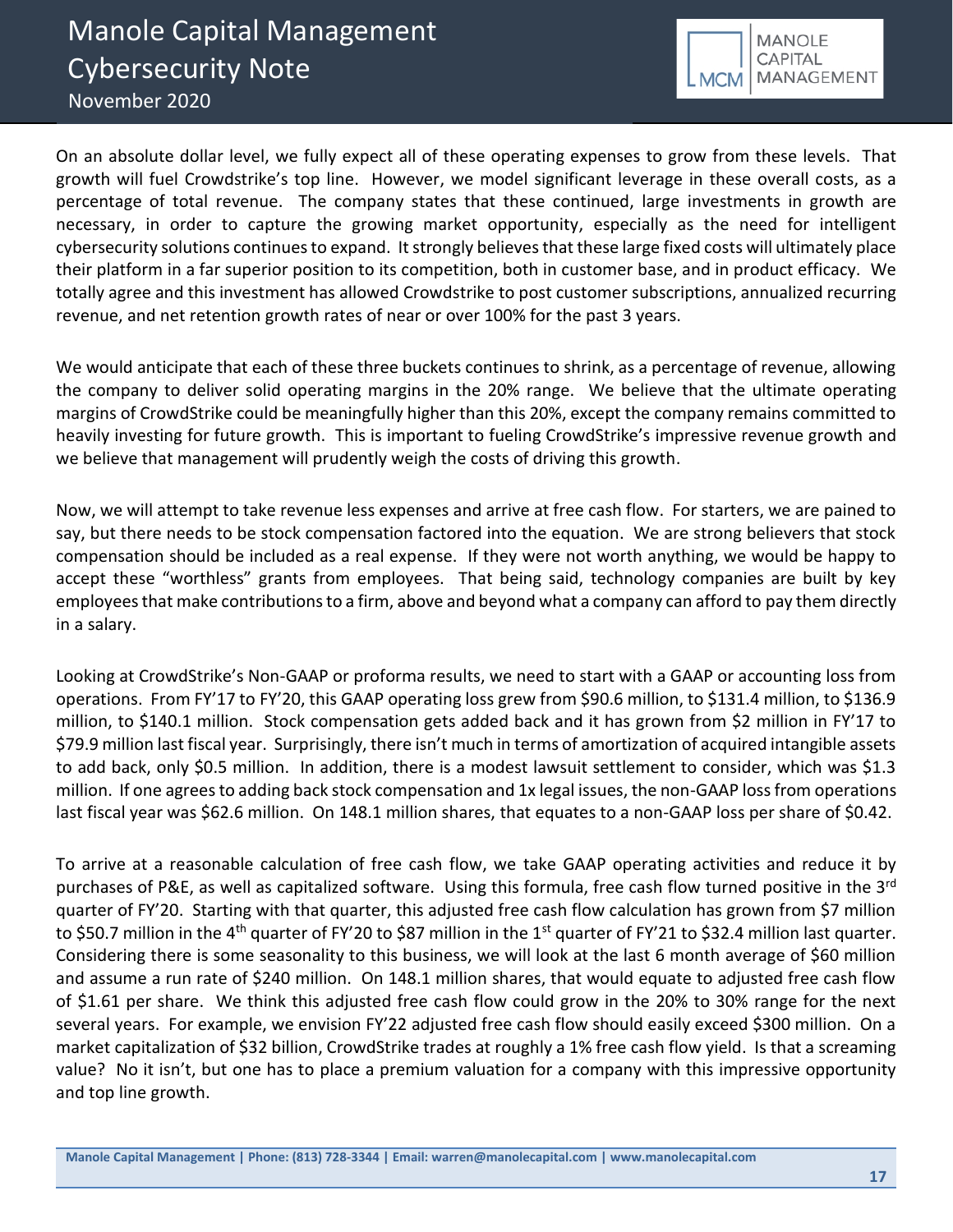On an absolute dollar level, we fully expect all of these operating expenses to grow from these levels. That growth will fuel Crowdstrike's top line. However, we model significant leverage in these overall costs, as a percentage of total revenue. The company states that these continued, large investments in growth are necessary, in order to capture the growing market opportunity, especially as the need for intelligent cybersecurity solutions continues to expand. It strongly believes that these large fixed costs will ultimately place their platform in a far superior position to its competition, both in customer base, and in product efficacy. We totally agree and this investment has allowed Crowdstrike to post customer subscriptions, annualized recurring revenue, and net retention growth rates of near or over 100% for the past 3 years.

We would anticipate that each of these three buckets continues to shrink, as a percentage of revenue, allowing the company to deliver solid operating margins in the 20% range. We believe that the ultimate operating margins of CrowdStrike could be meaningfully higher than this 20%, except the company remains committed to heavily investing for future growth. This is important to fueling CrowdStrike's impressive revenue growth and we believe that management will prudently weigh the costs of driving this growth.

Now, we will attempt to take revenue less expenses and arrive at free cash flow. For starters, we are pained to say, but there needs to be stock compensation factored into the equation. We are strong believers that stock compensation should be included as a real expense. If they were not worth anything, we would be happy to accept these "worthless" grants from employees. That being said, technology companies are built by key employees that make contributions to a firm, above and beyond what a company can afford to pay them directly in a salary.

Looking at CrowdStrike's Non-GAAP or proforma results, we need to start with a GAAP or accounting loss from operations. From FY'17 to FY'20, this GAAP operating loss grew from $90.6 million, to $131.4 million, to $136.9 million, to $140.1 million. Stock compensation gets added back and it has grown from $2 million in FY'17 to $79.9 million last fiscal year. Surprisingly, there isn't much in terms of amortization of acquired intangible assets to add back, only $0.5 million. In addition, there is a modest lawsuit settlement to consider, which was $1.3 million. If one agrees to adding back stock compensation and 1x legal issues, the non-GAAP loss from operations last fiscal year was $62.6 million. On 148.1 million shares, that equates to a non-GAAP loss per share of $0.42.

To arrive at a reasonable calculation of free cash flow, we take GAAP operating activities and reduce it by purchases of P&E, as well as capitalized software. Using this formula, free cash flow turned positive in the 3rd quarter of FY'20. Starting with that quarter, this adjusted free cash flow calculation has grown from $7 million to $50.7 million in the 4th quarter of FY'20 to $87 million in the 1st quarter of FY'21 to $32.4 million last quarter. Considering there is some seasonality to this business, we will look at the last 6 month average of $60 million and assume a run rate of $240 million. On 148.1 million shares, that would equate to adjusted free cash flow of $1.61 per share. We think this adjusted free cash flow could grow in the 20% to 30% range for the next several years. For example, we envision FY'22 adjusted free cash flow should easily exceed $300 million. On a market capitalization of $32 billion, CrowdStrike trades at roughly a 1% free cash flow yield. Is that a screaming value? No it isn't, but one has to place a premium valuation for a company with this impressive opportunity and top line growth.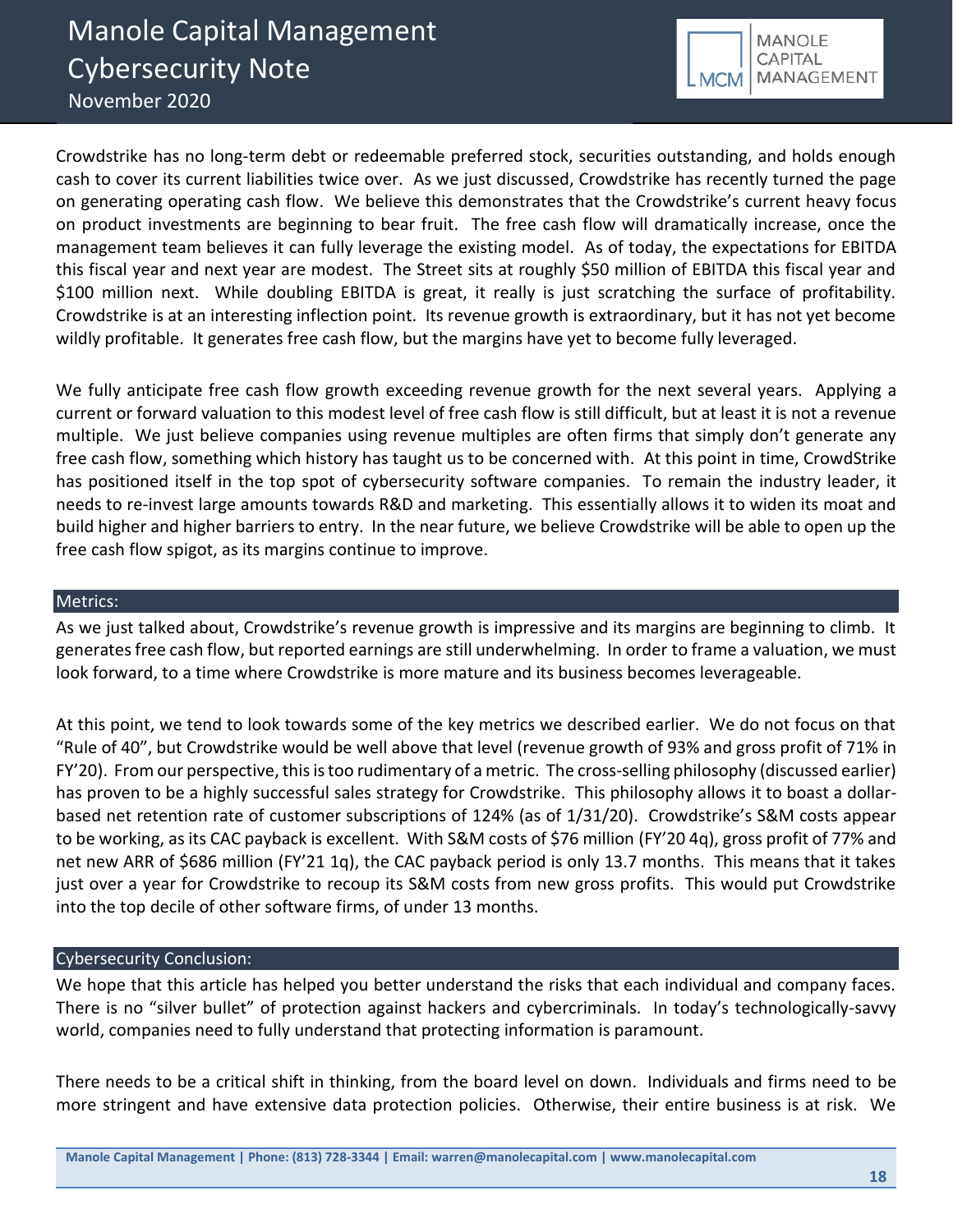Crowdstrike has no long-term debt or redeemable preferred stock, securities outstanding, and holds enough cash to cover its current liabilities twice over. As we just discussed, Crowdstrike has recently turned the page on generating operating cash flow. We believe this demonstrates that the Crowdstrike's current heavy focus on product investments are beginning to bear fruit. The free cash flow will dramatically increase, once the management team believes it can fully leverage the existing model. As of today, the expectations for EBITDA this fiscal year and next year are modest. The Street sits at roughly $50 million of EBITDA this fiscal year and $100 million next. While doubling EBITDA is great, it really is just scratching the surface of profitability. Crowdstrike is at an interesting inflection point. Its revenue growth is extraordinary, but it has not yet become wildly profitable. It generates free cash flow, but the margins have yet to become fully leveraged.

We fully anticipate free cash flow growth exceeding revenue growth for the next several years. Applying a current or forward valuation to this modest level of free cash flow is still difficult, but at least it is not a revenue multiple. We just believe companies using revenue multiples are often firms that simply don't generate any free cash flow, something which history has taught us to be concerned with. At this point in time, CrowdStrike has positioned itself in the top spot of cybersecurity software companies. To remain the industry leader, it needs to re-invest large amounts towards R&D and marketing. This essentially allows it to widen its moat and build higher and higher barriers to entry. In the near future, we believe Crowdstrike will be able to open up the free cash flow spigot, as its margins continue to improve.

## Metrics:

As we just talked about, Crowdstrike's revenue growth is impressive and its margins are beginning to climb. It generates free cash flow, but reported earnings are still underwhelming. In order to frame a valuation, we must look forward, to a time where Crowdstrike is more mature and its business becomes leverageable.

At this point, we tend to look towards some of the key metrics we described earlier. We do not focus on that "Rule of 40", but Crowdstrike would be well above that level (revenue growth of 93% and gross profit of 71% in FY'20). From our perspective, this is too rudimentary of a metric. The cross-selling philosophy (discussed earlier) has proven to be a highly successful sales strategy for Crowdstrike. This philosophy allows it to boast a dollar-based net retention rate of customer subscriptions of 124% (as of 1/31/20). Crowdstrike's S&M costs appear to be working, as its CAC payback is excellent. With S&M costs of $76 million (FY'20 4q), gross profit of 77% and net new ARR of $686 million (FY'21 1q), the CAC payback period is only 13.7 months. This means that it takes just over a year for Crowdstrike to recoup its S&M costs from new gross profits. This would put Crowdstrike into the top decile of other software firms, of under 13 months.

## Cybersecurity Conclusion:

We hope that this article has helped you better understand the risks that each individual and company faces. There is no "silver bullet" of protection against hackers and cybercriminals. In today's technologically-savvy world, companies need to fully understand that protecting information is paramount.

There needs to be a critical shift in thinking, from the board level on down. Individuals and firms need to be more stringent and have extensive data protection policies. Otherwise, their entire business is at risk. We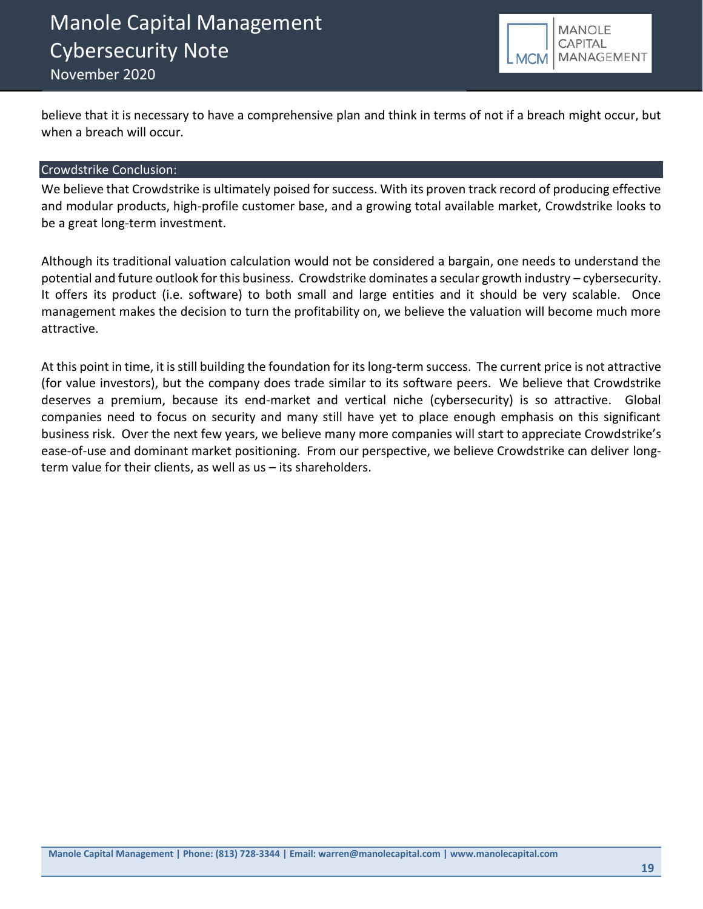believe that it is necessary to have a comprehensive plan and think in terms of not if a breach might occur, but when a breach will occur.

## Crowdstrike Conclusion:

We believe that Crowdstrike is ultimately poised for success. With its proven track record of producing effective and modular products, high-profile customer base, and a growing total available market, Crowdstrike looks to be a great long-term investment.

Although its traditional valuation calculation would not be considered a bargain, one needs to understand the potential and future outlook for this business. Crowdstrike dominates a secular growth industry – cybersecurity. It offers its product (i.e. software) to both small and large entities and it should be very scalable. Once management makes the decision to turn the profitability on, we believe the valuation will become much more attractive.

At this point in time, it is still building the foundation for its long-term success. The current price is not attractive (for value investors), but the company does trade similar to its software peers. We believe that Crowdstrike deserves a premium, because its end-market and vertical niche (cybersecurity) is so attractive. Global companies need to focus on security and many still have yet to place enough emphasis on this significant business risk. Over the next few years, we believe many more companies will start to appreciate Crowdstrike's ease-of-use and dominant market positioning. From our perspective, we believe Crowdstrike can deliver long-term value for their clients, as well as us – its shareholders.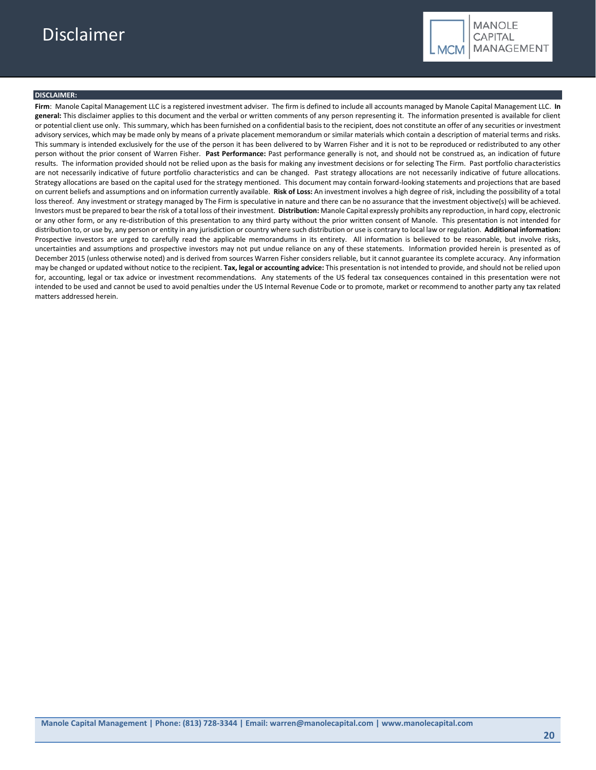# Disclaimer

**DISCLAIMER:**

**Firm**: Manole Capital Management LLC is a registered investment adviser. The firm is defined to include all accounts managed by Manole Capital Management LLC. **In general:** This disclaimer applies to this document and the verbal or written comments of any person representing it. The information presented is available for client or potential client use only. This summary, which has been furnished on a confidential basis to the recipient, does not constitute an offer of any securities or investment advisory services, which may be made only by means of a private placement memorandum or similar materials which contain a description of material terms and risks. This summary is intended exclusively for the use of the person it has been delivered to by Warren Fisher and it is not to be reproduced or redistributed to any other person without the prior consent of Warren Fisher. **Past Performance:** Past performance generally is not, and should not be construed as, an indication of future results. The information provided should not be relied upon as the basis for making any investment decisions or for selecting The Firm. Past portfolio characteristics are not necessarily indicative of future portfolio characteristics and can be changed. Past strategy allocations are not necessarily indicative of future allocations. Strategy allocations are based on the capital used for the strategy mentioned. This document may contain forward-looking statements and projections that are based on current beliefs and assumptions and on information currently available. **Risk of Loss:** An investment involves a high degree of risk, including the possibility of a total loss thereof. Any investment or strategy managed by The Firm is speculative in nature and there can be no assurance that the investment objective(s) will be achieved. Investors must be prepared to bear the risk of a total loss of their investment. **Distribution:** Manole Capital expressly prohibits any reproduction, in hard copy, electronic or any other form, or any re-distribution of this presentation to any third party without the prior written consent of Manole. This presentation is not intended for distribution to, or use by, any person or entity in any jurisdiction or country where such distribution or use is contrary to local law or regulation. **Additional information:** Prospective investors are urged to carefully read the applicable memorandums in its entirety. All information is believed to be reasonable, but involve risks, uncertainties and assumptions and prospective investors may not put undue reliance on any of these statements. Information provided herein is presented as of December 2015 (unless otherwise noted) and is derived from sources Warren Fisher considers reliable, but it cannot guarantee its complete accuracy. Any information may be changed or updated without notice to the recipient. **Tax, legal or accounting advice:** This presentation is not intended to provide, and should not be relied upon for, accounting, legal or tax advice or investment recommendations. Any statements of the US federal tax consequences contained in this presentation were not intended to be used and cannot be used to avoid penalties under the US Internal Revenue Code or to promote, market or recommend to another party any tax related matters addressed herein.